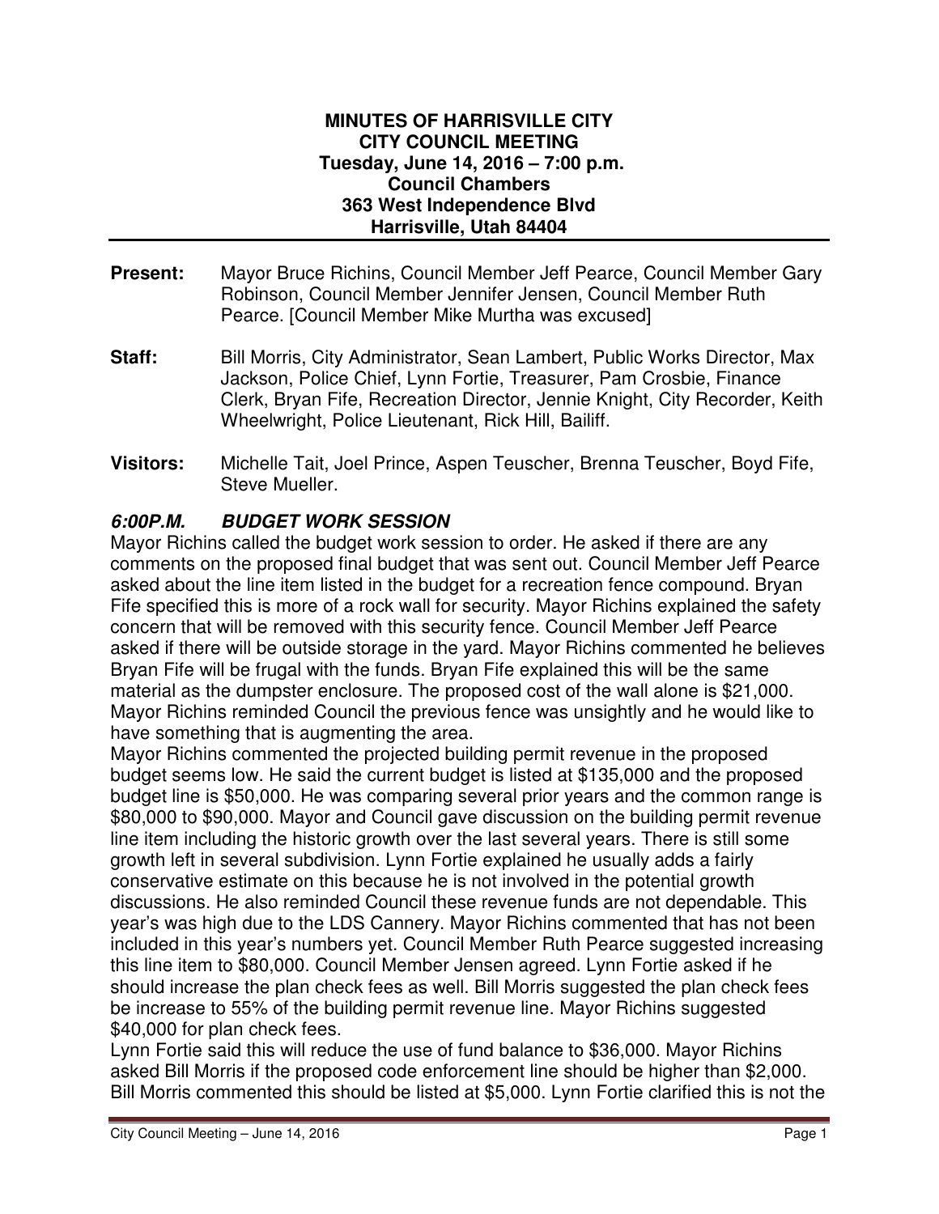**MINUTES OF HARRISVILLE CITY**
**CITY COUNCIL MEETING**
**Tuesday, June 14, 2016 – 7:00 p.m.**
**Council Chambers**
**363 West Independence Blvd**
**Harrisville, Utah 84404**

---

**Present:** Mayor Bruce Richins, Council Member Jeff Pearce, Council Member Gary Robinson, Council Member Jennifer Jensen, Council Member Ruth Pearce. [Council Member Mike Murtha was excused]

**Staff:** Bill Morris, City Administrator, Sean Lambert, Public Works Director, Max Jackson, Police Chief, Lynn Fortie, Treasurer, Pam Crosbie, Finance Clerk, Bryan Fife, Recreation Director, Jennie Knight, City Recorder, Keith Wheelwright, Police Lieutenant, Rick Hill, Bailiff.

**Visitors:** Michelle Tait, Joel Prince, Aspen Teuscher, Brenna Teuscher, Boyd Fife, Steve Mueller.

### *6:00P.M. BUDGET WORK SESSION*

Mayor Richins called the budget work session to order. He asked if there are any comments on the proposed final budget that was sent out. Council Member Jeff Pearce asked about the line item listed in the budget for a recreation fence compound. Bryan Fife specified this is more of a rock wall for security. Mayor Richins explained the safety concern that will be removed with this security fence. Council Member Jeff Pearce asked if there will be outside storage in the yard. Mayor Richins commented he believes Bryan Fife will be frugal with the funds. Bryan Fife explained this will be the same material as the dumpster enclosure. The proposed cost of the wall alone is $21,000. Mayor Richins reminded Council the previous fence was unsightly and he would like to have something that is augmenting the area.

Mayor Richins commented the projected building permit revenue in the proposed budget seems low. He said the current budget is listed at $135,000 and the proposed budget line is $50,000. He was comparing several prior years and the common range is $80,000 to $90,000. Mayor and Council gave discussion on the building permit revenue line item including the historic growth over the last several years. There is still some growth left in several subdivision. Lynn Fortie explained he usually adds a fairly conservative estimate on this because he is not involved in the potential growth discussions. He also reminded Council these revenue funds are not dependable. This year's was high due to the LDS Cannery. Mayor Richins commented that has not been included in this year's numbers yet. Council Member Ruth Pearce suggested increasing this line item to $80,000. Council Member Jensen agreed. Lynn Fortie asked if he should increase the plan check fees as well. Bill Morris suggested the plan check fees be increase to 55% of the building permit revenue line. Mayor Richins suggested $40,000 for plan check fees.

Lynn Fortie said this will reduce the use of fund balance to $36,000. Mayor Richins asked Bill Morris if the proposed code enforcement line should be higher than $2,000. Bill Morris commented this should be listed at $5,000. Lynn Fortie clarified this is not the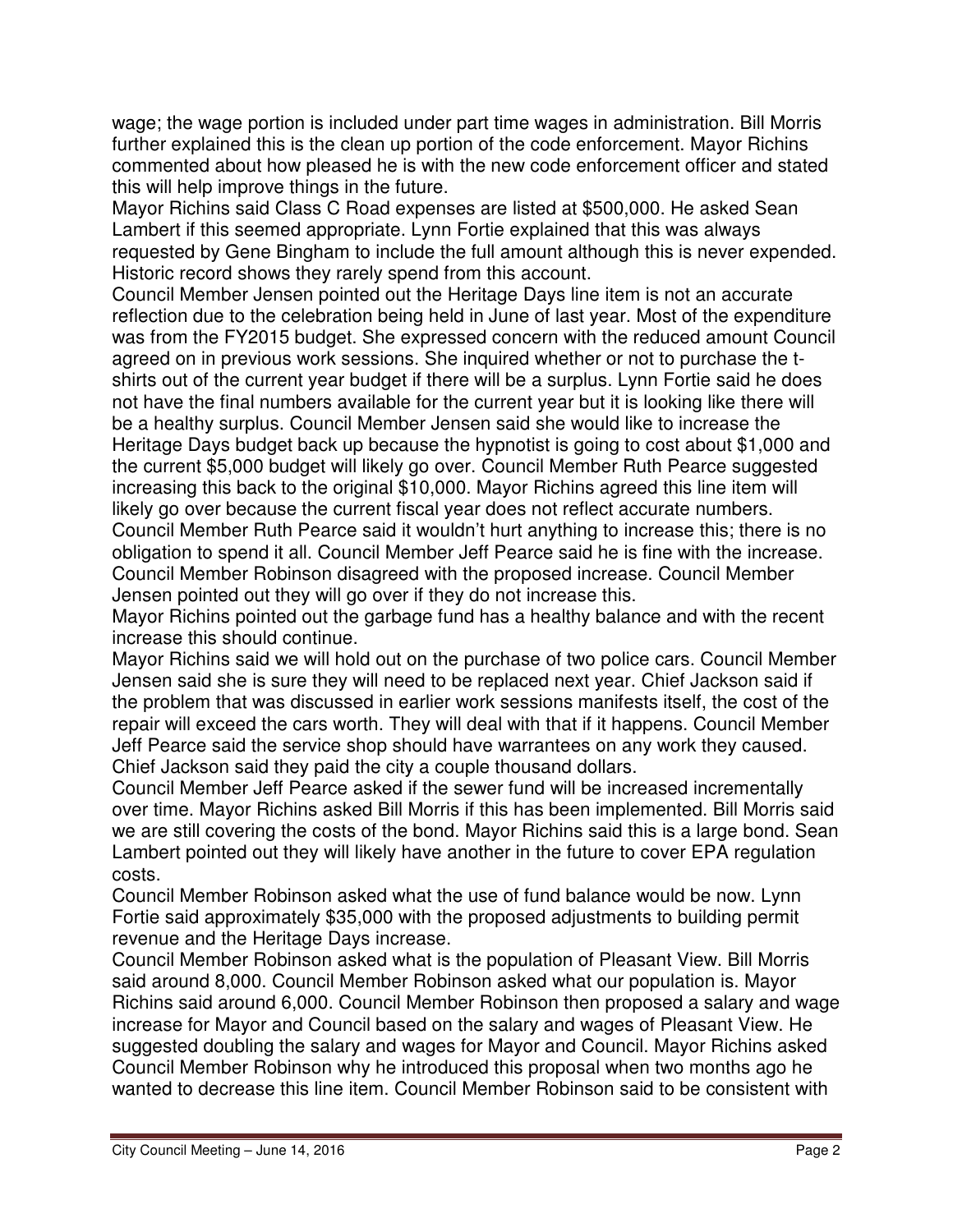wage; the wage portion is included under part time wages in administration. Bill Morris further explained this is the clean up portion of the code enforcement. Mayor Richins commented about how pleased he is with the new code enforcement officer and stated this will help improve things in the future.

Mayor Richins said Class C Road expenses are listed at $500,000. He asked Sean Lambert if this seemed appropriate. Lynn Fortie explained that this was always requested by Gene Bingham to include the full amount although this is never expended. Historic record shows they rarely spend from this account.

Council Member Jensen pointed out the Heritage Days line item is not an accurate reflection due to the celebration being held in June of last year. Most of the expenditure was from the FY2015 budget. She expressed concern with the reduced amount Council agreed on in previous work sessions. She inquired whether or not to purchase the t-shirts out of the current year budget if there will be a surplus. Lynn Fortie said he does not have the final numbers available for the current year but it is looking like there will be a healthy surplus. Council Member Jensen said she would like to increase the Heritage Days budget back up because the hypnotist is going to cost about $1,000 and the current $5,000 budget will likely go over. Council Member Ruth Pearce suggested increasing this back to the original $10,000. Mayor Richins agreed this line item will likely go over because the current fiscal year does not reflect accurate numbers. Council Member Ruth Pearce said it wouldn't hurt anything to increase this; there is no obligation to spend it all. Council Member Jeff Pearce said he is fine with the increase. Council Member Robinson disagreed with the proposed increase. Council Member Jensen pointed out they will go over if they do not increase this.

Mayor Richins pointed out the garbage fund has a healthy balance and with the recent increase this should continue.

Mayor Richins said we will hold out on the purchase of two police cars. Council Member Jensen said she is sure they will need to be replaced next year. Chief Jackson said if the problem that was discussed in earlier work sessions manifests itself, the cost of the repair will exceed the cars worth. They will deal with that if it happens. Council Member Jeff Pearce said the service shop should have warrantees on any work they caused. Chief Jackson said they paid the city a couple thousand dollars.

Council Member Jeff Pearce asked if the sewer fund will be increased incrementally over time. Mayor Richins asked Bill Morris if this has been implemented. Bill Morris said we are still covering the costs of the bond. Mayor Richins said this is a large bond. Sean Lambert pointed out they will likely have another in the future to cover EPA regulation costs.

Council Member Robinson asked what the use of fund balance would be now. Lynn Fortie said approximately $35,000 with the proposed adjustments to building permit revenue and the Heritage Days increase.

Council Member Robinson asked what is the population of Pleasant View. Bill Morris said around 8,000. Council Member Robinson asked what our population is. Mayor Richins said around 6,000. Council Member Robinson then proposed a salary and wage increase for Mayor and Council based on the salary and wages of Pleasant View. He suggested doubling the salary and wages for Mayor and Council. Mayor Richins asked Council Member Robinson why he introduced this proposal when two months ago he wanted to decrease this line item. Council Member Robinson said to be consistent with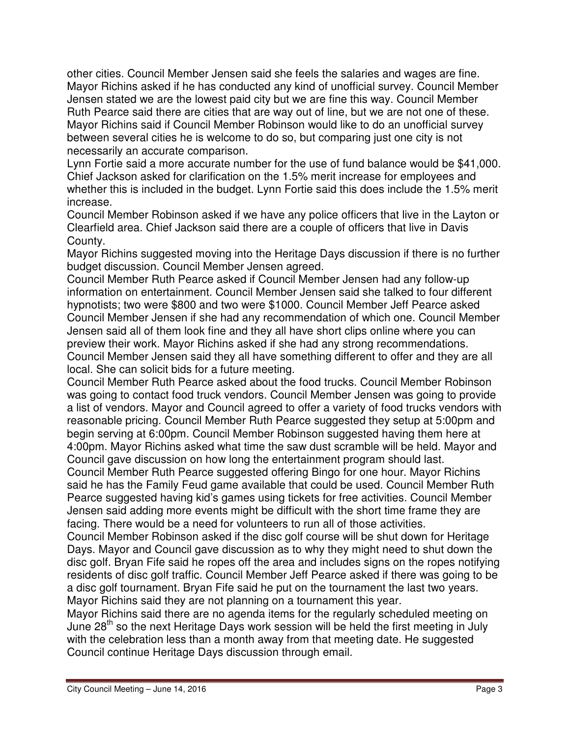other cities. Council Member Jensen said she feels the salaries and wages are fine. Mayor Richins asked if he has conducted any kind of unofficial survey. Council Member Jensen stated we are the lowest paid city but we are fine this way. Council Member Ruth Pearce said there are cities that are way out of line, but we are not one of these. Mayor Richins said if Council Member Robinson would like to do an unofficial survey between several cities he is welcome to do so, but comparing just one city is not necessarily an accurate comparison.

Lynn Fortie said a more accurate number for the use of fund balance would be $41,000. Chief Jackson asked for clarification on the 1.5% merit increase for employees and whether this is included in the budget. Lynn Fortie said this does include the 1.5% merit increase.

Council Member Robinson asked if we have any police officers that live in the Layton or Clearfield area. Chief Jackson said there are a couple of officers that live in Davis County.

Mayor Richins suggested moving into the Heritage Days discussion if there is no further budget discussion. Council Member Jensen agreed.

Council Member Ruth Pearce asked if Council Member Jensen had any follow-up information on entertainment. Council Member Jensen said she talked to four different hypnotists; two were $800 and two were $1000. Council Member Jeff Pearce asked Council Member Jensen if she had any recommendation of which one. Council Member Jensen said all of them look fine and they all have short clips online where you can preview their work. Mayor Richins asked if she had any strong recommendations. Council Member Jensen said they all have something different to offer and they are all local. She can solicit bids for a future meeting.

Council Member Ruth Pearce asked about the food trucks. Council Member Robinson was going to contact food truck vendors. Council Member Jensen was going to provide a list of vendors. Mayor and Council agreed to offer a variety of food trucks vendors with reasonable pricing. Council Member Ruth Pearce suggested they setup at 5:00pm and begin serving at 6:00pm. Council Member Robinson suggested having them here at 4:00pm. Mayor Richins asked what time the saw dust scramble will be held. Mayor and Council gave discussion on how long the entertainment program should last.

Council Member Ruth Pearce suggested offering Bingo for one hour. Mayor Richins said he has the Family Feud game available that could be used. Council Member Ruth Pearce suggested having kid's games using tickets for free activities. Council Member Jensen said adding more events might be difficult with the short time frame they are facing. There would be a need for volunteers to run all of those activities.

Council Member Robinson asked if the disc golf course will be shut down for Heritage Days. Mayor and Council gave discussion as to why they might need to shut down the disc golf. Bryan Fife said he ropes off the area and includes signs on the ropes notifying residents of disc golf traffic. Council Member Jeff Pearce asked if there was going to be a disc golf tournament. Bryan Fife said he put on the tournament the last two years. Mayor Richins said they are not planning on a tournament this year.

Mayor Richins said there are no agenda items for the regularly scheduled meeting on June 28th so the next Heritage Days work session will be held the first meeting in July with the celebration less than a month away from that meeting date. He suggested Council continue Heritage Days discussion through email.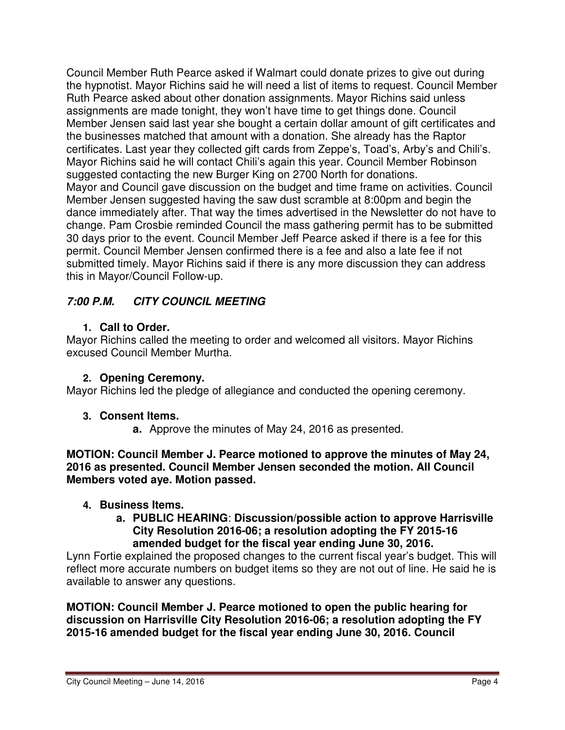Council Member Ruth Pearce asked if Walmart could donate prizes to give out during the hypnotist. Mayor Richins said he will need a list of items to request. Council Member Ruth Pearce asked about other donation assignments. Mayor Richins said unless assignments are made tonight, they won't have time to get things done. Council Member Jensen said last year she bought a certain dollar amount of gift certificates and the businesses matched that amount with a donation. She already has the Raptor certificates. Last year they collected gift cards from Zeppe's, Toad's, Arby's and Chili's. Mayor Richins said he will contact Chili's again this year. Council Member Robinson suggested contacting the new Burger King on 2700 North for donations.
Mayor and Council gave discussion on the budget and time frame on activities. Council Member Jensen suggested having the saw dust scramble at 8:00pm and begin the dance immediately after. That way the times advertised in the Newsletter do not have to change. Pam Crosbie reminded Council the mass gathering permit has to be submitted 30 days prior to the event. Council Member Jeff Pearce asked if there is a fee for this permit. Council Member Jensen confirmed there is a fee and also a late fee if not submitted timely. Mayor Richins said if there is any more discussion they can address this in Mayor/Council Follow-up.

## *7:00 P.M. CITY COUNCIL MEETING*

1. **Call to Order.**

Mayor Richins called the meeting to order and welcomed all visitors. Mayor Richins excused Council Member Murtha.

2. **Opening Ceremony.**

Mayor Richins led the pledge of allegiance and conducted the opening ceremony.

3. **Consent Items.**
    - **a.** Approve the minutes of May 24, 2016 as presented.

**MOTION: Council Member J. Pearce motioned to approve the minutes of May 24, 2016 as presented. Council Member Jensen seconded the motion. All Council Members voted aye. Motion passed.**

4. **Business Items.**
    - **a. PUBLIC HEARING: Discussion/possible action to approve Harrisville City Resolution 2016-06; a resolution adopting the FY 2015-16 amended budget for the fiscal year ending June 30, 2016.**

Lynn Fortie explained the proposed changes to the current fiscal year's budget. This will reflect more accurate numbers on budget items so they are not out of line. He said he is available to answer any questions.

**MOTION: Council Member J. Pearce motioned to open the public hearing for discussion on Harrisville City Resolution 2016-06; a resolution adopting the FY 2015-16 amended budget for the fiscal year ending June 30, 2016. Council**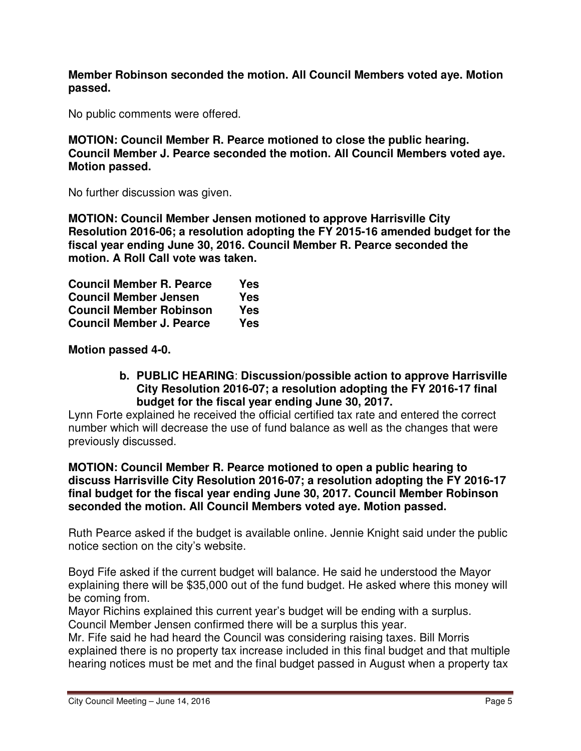**Member Robinson seconded the motion. All Council Members voted aye. Motion passed.**

No public comments were offered.

**MOTION: Council Member R. Pearce motioned to close the public hearing. Council Member J. Pearce seconded the motion. All Council Members voted aye. Motion passed.**

No further discussion was given.

**MOTION: Council Member Jensen motioned to approve Harrisville City Resolution 2016-06; a resolution adopting the FY 2015-16 amended budget for the fiscal year ending June 30, 2016. Council Member R. Pearce seconded the motion. A Roll Call vote was taken.**

| | |
|---|---|
| **Council Member R. Pearce** | **Yes** |
| **Council Member Jensen** | **Yes** |
| **Council Member Robinson** | **Yes** |
| **Council Member J. Pearce** | **Yes** |

**Motion passed 4-0.**

**b. PUBLIC HEARING: Discussion/possible action to approve Harrisville City Resolution 2016-07; a resolution adopting the FY 2016-17 final budget for the fiscal year ending June 30, 2017.**

Lynn Forte explained he received the official certified tax rate and entered the correct number which will decrease the use of fund balance as well as the changes that were previously discussed.

**MOTION: Council Member R. Pearce motioned to open a public hearing to discuss Harrisville City Resolution 2016-07; a resolution adopting the FY 2016-17 final budget for the fiscal year ending June 30, 2017. Council Member Robinson seconded the motion. All Council Members voted aye. Motion passed.**

Ruth Pearce asked if the budget is available online. Jennie Knight said under the public notice section on the city's website.

Boyd Fife asked if the current budget will balance. He said he understood the Mayor explaining there will be $35,000 out of the fund budget. He asked where this money will be coming from.

Mayor Richins explained this current year's budget will be ending with a surplus. Council Member Jensen confirmed there will be a surplus this year.

Mr. Fife said he had heard the Council was considering raising taxes. Bill Morris explained there is no property tax increase included in this final budget and that multiple hearing notices must be met and the final budget passed in August when a property tax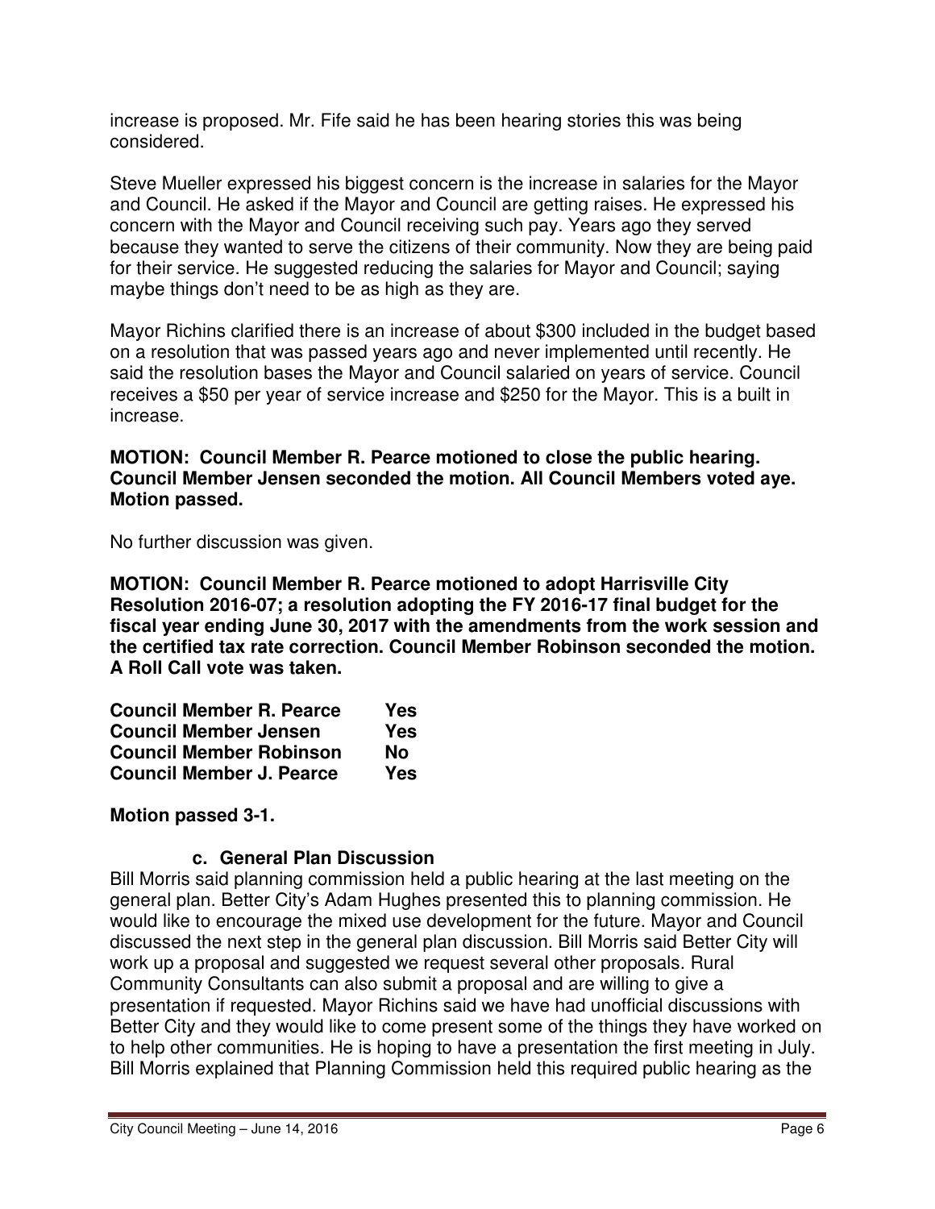increase is proposed. Mr. Fife said he has been hearing stories this was being considered.

Steve Mueller expressed his biggest concern is the increase in salaries for the Mayor and Council. He asked if the Mayor and Council are getting raises. He expressed his concern with the Mayor and Council receiving such pay. Years ago they served because they wanted to serve the citizens of their community. Now they are being paid for their service. He suggested reducing the salaries for Mayor and Council; saying maybe things don't need to be as high as they are.

Mayor Richins clarified there is an increase of about $300 included in the budget based on a resolution that was passed years ago and never implemented until recently. He said the resolution bases the Mayor and Council salaried on years of service. Council receives a $50 per year of service increase and $250 for the Mayor. This is a built in increase.

**MOTION: Council Member R. Pearce motioned to close the public hearing. Council Member Jensen seconded the motion. All Council Members voted aye. Motion passed.**

No further discussion was given.

**MOTION: Council Member R. Pearce motioned to adopt Harrisville City Resolution 2016-07; a resolution adopting the FY 2016-17 final budget for the fiscal year ending June 30, 2017 with the amendments from the work session and the certified tax rate correction. Council Member Robinson seconded the motion. A Roll Call vote was taken.**

| | |
|---|---|
| **Council Member R. Pearce** | **Yes** |
| **Council Member Jensen** | **Yes** |
| **Council Member Robinson** | **No** |
| **Council Member J. Pearce** | **Yes** |

**Motion passed 3-1.**

**c. General Plan Discussion**

Bill Morris said planning commission held a public hearing at the last meeting on the general plan. Better City's Adam Hughes presented this to planning commission. He would like to encourage the mixed use development for the future. Mayor and Council discussed the next step in the general plan discussion. Bill Morris said Better City will work up a proposal and suggested we request several other proposals. Rural Community Consultants can also submit a proposal and are willing to give a presentation if requested. Mayor Richins said we have had unofficial discussions with Better City and they would like to come present some of the things they have worked on to help other communities. He is hoping to have a presentation the first meeting in July. Bill Morris explained that Planning Commission held this required public hearing as the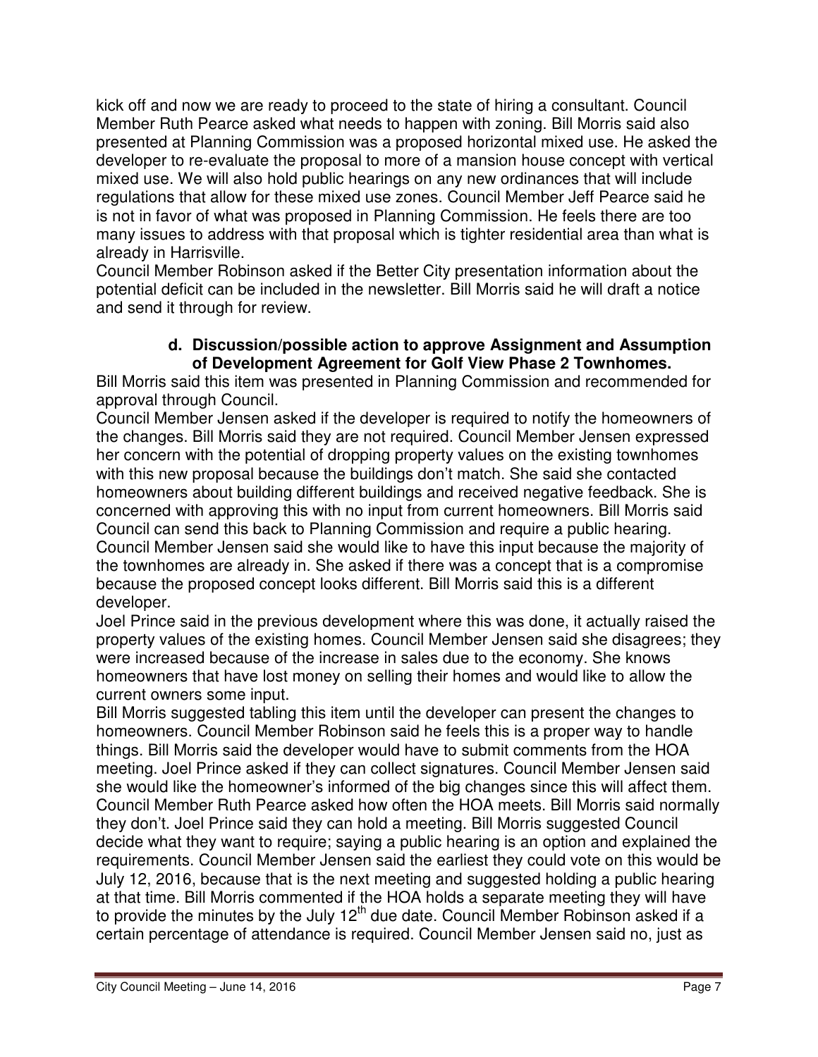kick off and now we are ready to proceed to the state of hiring a consultant. Council Member Ruth Pearce asked what needs to happen with zoning. Bill Morris said also presented at Planning Commission was a proposed horizontal mixed use. He asked the developer to re-evaluate the proposal to more of a mansion house concept with vertical mixed use. We will also hold public hearings on any new ordinances that will include regulations that allow for these mixed use zones. Council Member Jeff Pearce said he is not in favor of what was proposed in Planning Commission. He feels there are too many issues to address with that proposal which is tighter residential area than what is already in Harrisville.

Council Member Robinson asked if the Better City presentation information about the potential deficit can be included in the newsletter. Bill Morris said he will draft a notice and send it through for review.

**d. Discussion/possible action to approve Assignment and Assumption of Development Agreement for Golf View Phase 2 Townhomes.**

Bill Morris said this item was presented in Planning Commission and recommended for approval through Council.

Council Member Jensen asked if the developer is required to notify the homeowners of the changes. Bill Morris said they are not required. Council Member Jensen expressed her concern with the potential of dropping property values on the existing townhomes with this new proposal because the buildings don't match. She said she contacted homeowners about building different buildings and received negative feedback. She is concerned with approving this with no input from current homeowners. Bill Morris said Council can send this back to Planning Commission and require a public hearing. Council Member Jensen said she would like to have this input because the majority of the townhomes are already in. She asked if there was a concept that is a compromise because the proposed concept looks different. Bill Morris said this is a different developer.

Joel Prince said in the previous development where this was done, it actually raised the property values of the existing homes. Council Member Jensen said she disagrees; they were increased because of the increase in sales due to the economy. She knows homeowners that have lost money on selling their homes and would like to allow the current owners some input.

Bill Morris suggested tabling this item until the developer can present the changes to homeowners. Council Member Robinson said he feels this is a proper way to handle things. Bill Morris said the developer would have to submit comments from the HOA meeting. Joel Prince asked if they can collect signatures. Council Member Jensen said she would like the homeowner's informed of the big changes since this will affect them. Council Member Ruth Pearce asked how often the HOA meets. Bill Morris said normally they don't. Joel Prince said they can hold a meeting. Bill Morris suggested Council decide what they want to require; saying a public hearing is an option and explained the requirements. Council Member Jensen said the earliest they could vote on this would be July 12, 2016, because that is the next meeting and suggested holding a public hearing at that time. Bill Morris commented if the HOA holds a separate meeting they will have to provide the minutes by the July 12th due date. Council Member Robinson asked if a certain percentage of attendance is required. Council Member Jensen said no, just as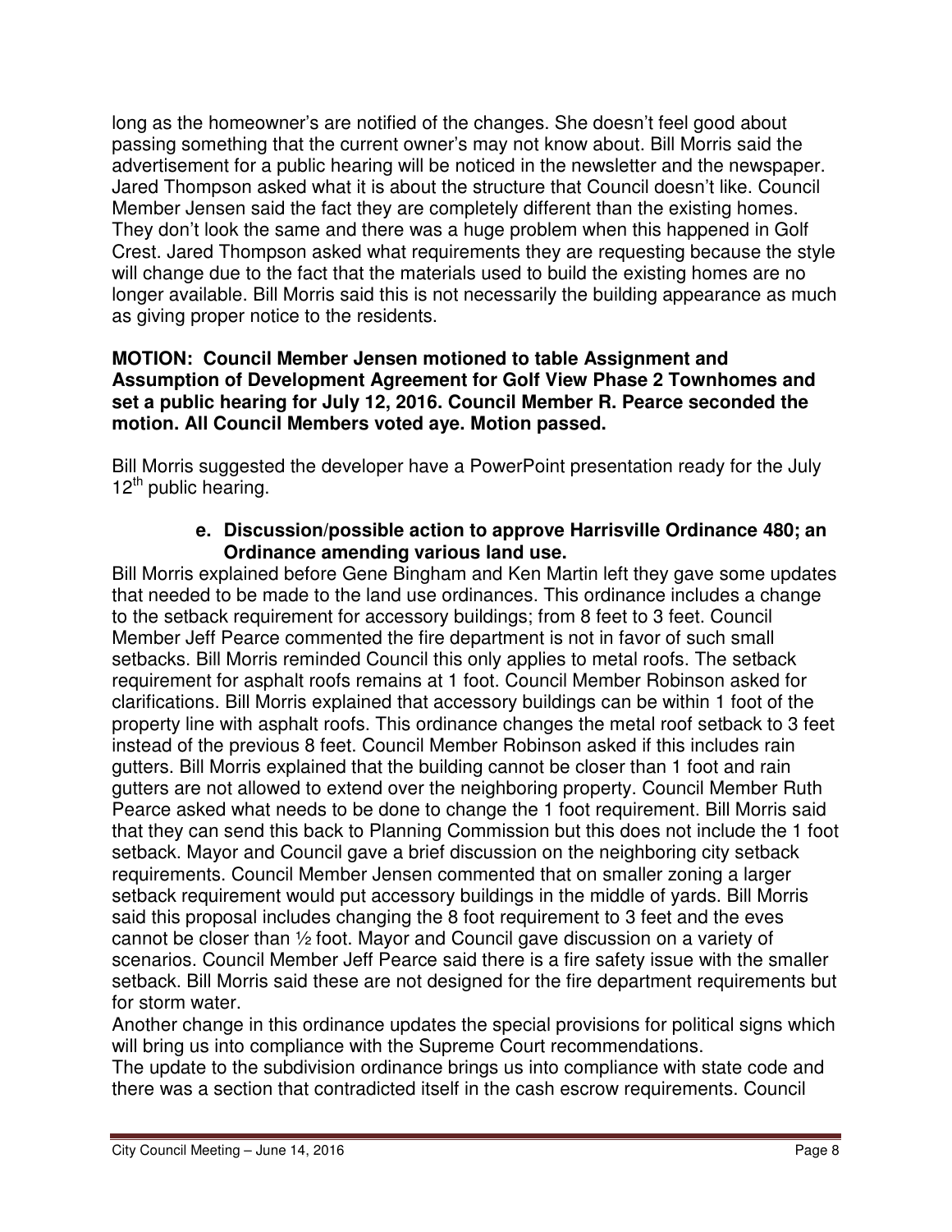long as the homeowner's are notified of the changes. She doesn't feel good about passing something that the current owner's may not know about. Bill Morris said the advertisement for a public hearing will be noticed in the newsletter and the newspaper. Jared Thompson asked what it is about the structure that Council doesn't like. Council Member Jensen said the fact they are completely different than the existing homes. They don't look the same and there was a huge problem when this happened in Golf Crest. Jared Thompson asked what requirements they are requesting because the style will change due to the fact that the materials used to build the existing homes are no longer available. Bill Morris said this is not necessarily the building appearance as much as giving proper notice to the residents.

**MOTION: Council Member Jensen motioned to table Assignment and Assumption of Development Agreement for Golf View Phase 2 Townhomes and set a public hearing for July 12, 2016. Council Member R. Pearce seconded the motion. All Council Members voted aye. Motion passed.**

Bill Morris suggested the developer have a PowerPoint presentation ready for the July 12th public hearing.

**e. Discussion/possible action to approve Harrisville Ordinance 480; an Ordinance amending various land use.**

Bill Morris explained before Gene Bingham and Ken Martin left they gave some updates that needed to be made to the land use ordinances. This ordinance includes a change to the setback requirement for accessory buildings; from 8 feet to 3 feet. Council Member Jeff Pearce commented the fire department is not in favor of such small setbacks. Bill Morris reminded Council this only applies to metal roofs. The setback requirement for asphalt roofs remains at 1 foot. Council Member Robinson asked for clarifications. Bill Morris explained that accessory buildings can be within 1 foot of the property line with asphalt roofs. This ordinance changes the metal roof setback to 3 feet instead of the previous 8 feet. Council Member Robinson asked if this includes rain gutters. Bill Morris explained that the building cannot be closer than 1 foot and rain gutters are not allowed to extend over the neighboring property. Council Member Ruth Pearce asked what needs to be done to change the 1 foot requirement. Bill Morris said that they can send this back to Planning Commission but this does not include the 1 foot setback. Mayor and Council gave a brief discussion on the neighboring city setback requirements. Council Member Jensen commented that on smaller zoning a larger setback requirement would put accessory buildings in the middle of yards. Bill Morris said this proposal includes changing the 8 foot requirement to 3 feet and the eves cannot be closer than ½ foot. Mayor and Council gave discussion on a variety of scenarios. Council Member Jeff Pearce said there is a fire safety issue with the smaller setback. Bill Morris said these are not designed for the fire department requirements but for storm water.

Another change in this ordinance updates the special provisions for political signs which will bring us into compliance with the Supreme Court recommendations.

The update to the subdivision ordinance brings us into compliance with state code and there was a section that contradicted itself in the cash escrow requirements. Council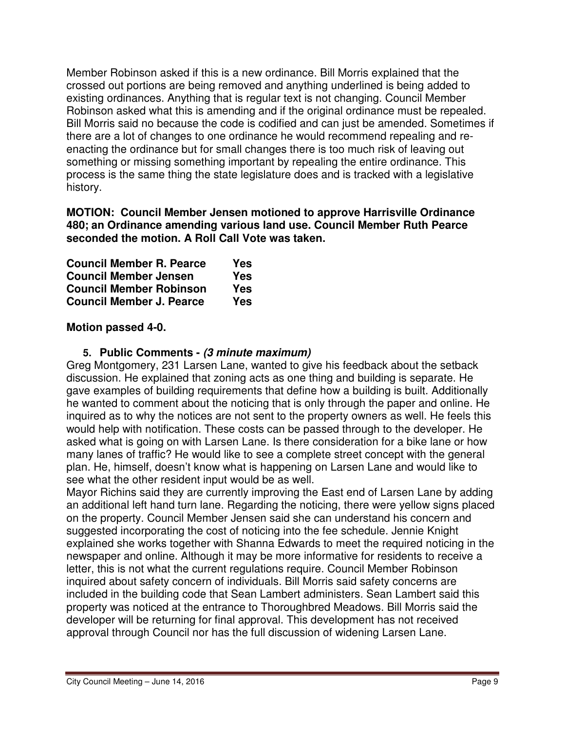Member Robinson asked if this is a new ordinance. Bill Morris explained that the crossed out portions are being removed and anything underlined is being added to existing ordinances. Anything that is regular text is not changing. Council Member Robinson asked what this is amending and if the original ordinance must be repealed. Bill Morris said no because the code is codified and can just be amended. Sometimes if there are a lot of changes to one ordinance he would recommend repealing and re-enacting the ordinance but for small changes there is too much risk of leaving out something or missing something important by repealing the entire ordinance. This process is the same thing the state legislature does and is tracked with a legislative history.

**MOTION: Council Member Jensen motioned to approve Harrisville Ordinance 480; an Ordinance amending various land use. Council Member Ruth Pearce seconded the motion. A Roll Call Vote was taken.**

| | |
|---|---|
| **Council Member R. Pearce** | **Yes** |
| **Council Member Jensen** | **Yes** |
| **Council Member Robinson** | **Yes** |
| **Council Member J. Pearce** | **Yes** |

**Motion passed 4-0.**

5. **Public Comments - *(3 minute maximum)***

Greg Montgomery, 231 Larsen Lane, wanted to give his feedback about the setback discussion. He explained that zoning acts as one thing and building is separate. He gave examples of building requirements that define how a building is built. Additionally he wanted to comment about the noticing that is only through the paper and online. He inquired as to why the notices are not sent to the property owners as well. He feels this would help with notification. These costs can be passed through to the developer. He asked what is going on with Larsen Lane. Is there consideration for a bike lane or how many lanes of traffic? He would like to see a complete street concept with the general plan. He, himself, doesn't know what is happening on Larsen Lane and would like to see what the other resident input would be as well.

Mayor Richins said they are currently improving the East end of Larsen Lane by adding an additional left hand turn lane. Regarding the noticing, there were yellow signs placed on the property. Council Member Jensen said she can understand his concern and suggested incorporating the cost of noticing into the fee schedule. Jennie Knight explained she works together with Shanna Edwards to meet the required noticing in the newspaper and online. Although it may be more informative for residents to receive a letter, this is not what the current regulations require. Council Member Robinson inquired about safety concern of individuals. Bill Morris said safety concerns are included in the building code that Sean Lambert administers. Sean Lambert said this property was noticed at the entrance to Thoroughbred Meadows. Bill Morris said the developer will be returning for final approval. This development has not received approval through Council nor has the full discussion of widening Larsen Lane.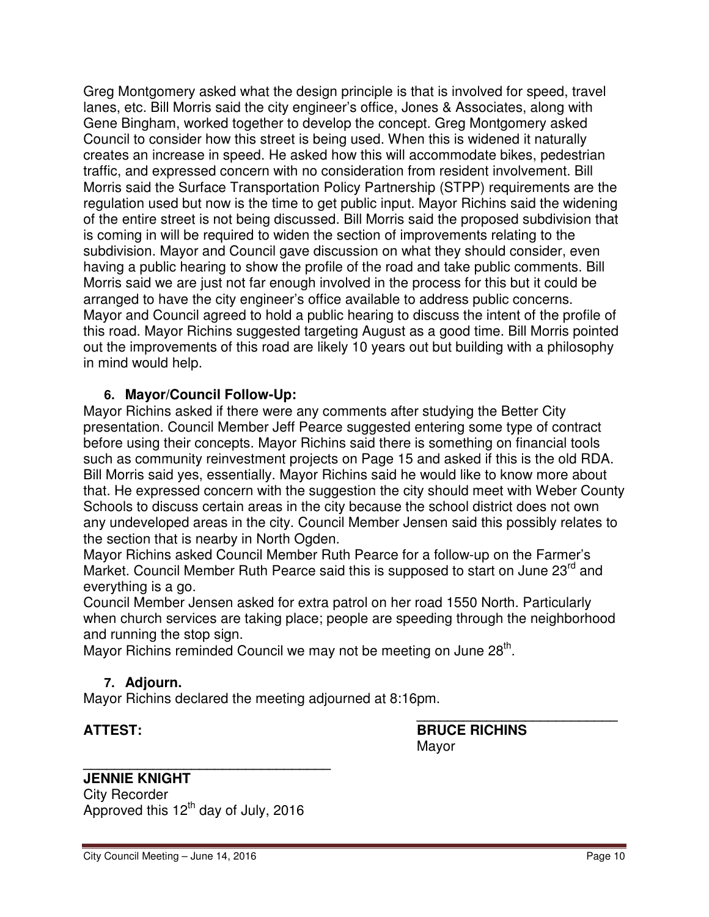Greg Montgomery asked what the design principle is that is involved for speed, travel lanes, etc. Bill Morris said the city engineer's office, Jones & Associates, along with Gene Bingham, worked together to develop the concept. Greg Montgomery asked Council to consider how this street is being used. When this is widened it naturally creates an increase in speed. He asked how this will accommodate bikes, pedestrian traffic, and expressed concern with no consideration from resident involvement. Bill Morris said the Surface Transportation Policy Partnership (STPP) requirements are the regulation used but now is the time to get public input. Mayor Richins said the widening of the entire street is not being discussed. Bill Morris said the proposed subdivision that is coming in will be required to widen the section of improvements relating to the subdivision. Mayor and Council gave discussion on what they should consider, even having a public hearing to show the profile of the road and take public comments. Bill Morris said we are just not far enough involved in the process for this but it could be arranged to have the city engineer's office available to address public concerns. Mayor and Council agreed to hold a public hearing to discuss the intent of the profile of this road. Mayor Richins suggested targeting August as a good time. Bill Morris pointed out the improvements of this road are likely 10 years out but building with a philosophy in mind would help.

**6. Mayor/Council Follow-Up:**

Mayor Richins asked if there were any comments after studying the Better City presentation. Council Member Jeff Pearce suggested entering some type of contract before using their concepts. Mayor Richins said there is something on financial tools such as community reinvestment projects on Page 15 and asked if this is the old RDA. Bill Morris said yes, essentially. Mayor Richins said he would like to know more about that. He expressed concern with the suggestion the city should meet with Weber County Schools to discuss certain areas in the city because the school district does not own any undeveloped areas in the city. Council Member Jensen said this possibly relates to the section that is nearby in North Ogden.

Mayor Richins asked Council Member Ruth Pearce for a follow-up on the Farmer's Market. Council Member Ruth Pearce said this is supposed to start on June 23rd and everything is a go.

Council Member Jensen asked for extra patrol on her road 1550 North. Particularly when church services are taking place; people are speeding through the neighborhood and running the stop sign.

Mayor Richins reminded Council we may not be meeting on June 28th.

**7. Adjourn.**

Mayor Richins declared the meeting adjourned at 8:16pm.

**ATTEST:**

_______________________________
**BRUCE RICHINS**
Mayor

_______________________________
**JENNIE KNIGHT**
City Recorder
Approved this 12th day of July, 2016